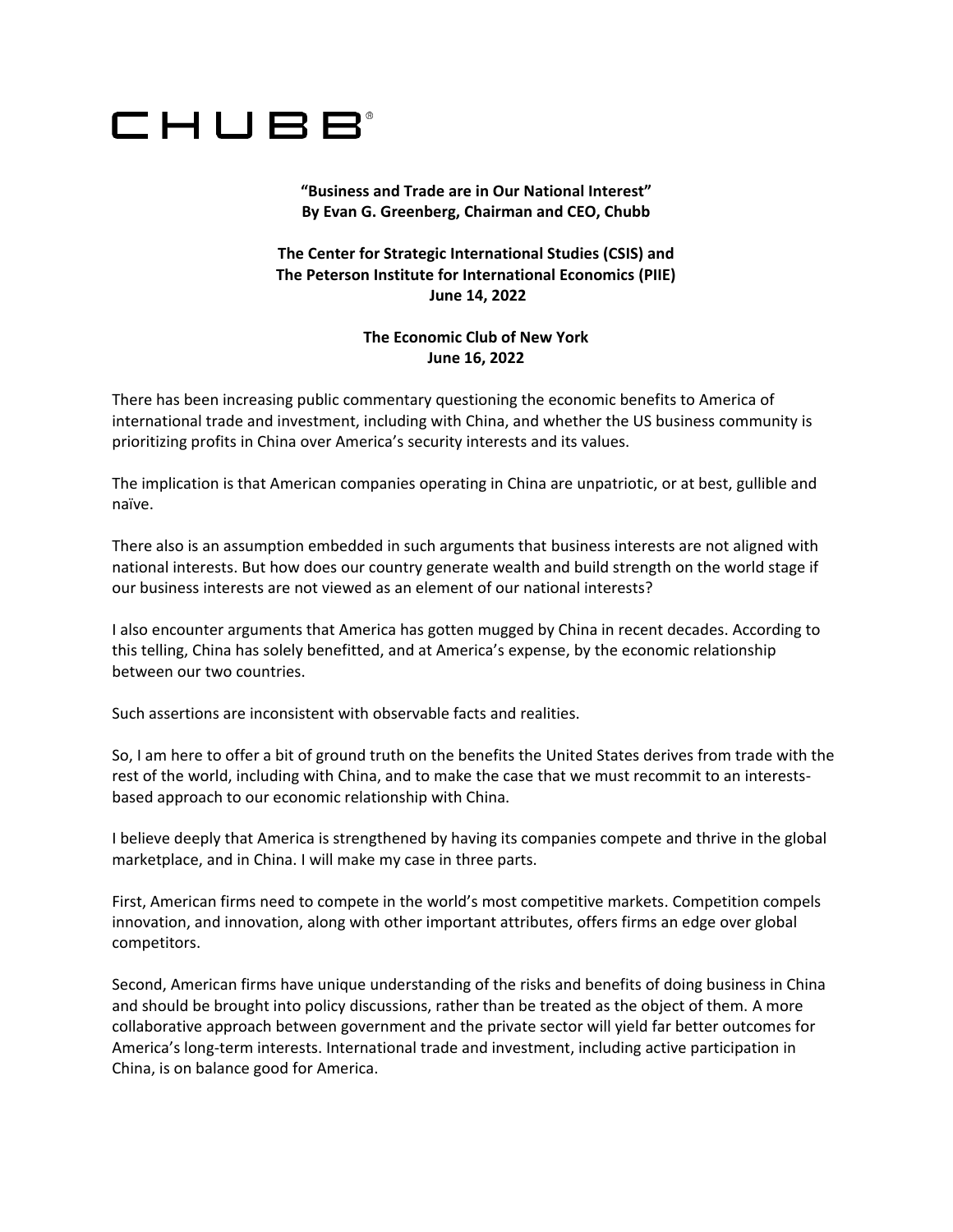CHUBB®

**"Business and Trade are in Our National Interest"**
**By Evan G. Greenberg, Chairman and CEO, Chubb**

**The Center for Strategic International Studies (CSIS) and**
**The Peterson Institute for International Economics (PIIE)**
**June 14, 2022**

**The Economic Club of New York**
**June 16, 2022**

There has been increasing public commentary questioning the economic benefits to America of international trade and investment, including with China, and whether the US business community is prioritizing profits in China over America's security interests and its values.

The implication is that American companies operating in China are unpatriotic, or at best, gullible and naïve.

There also is an assumption embedded in such arguments that business interests are not aligned with national interests. But how does our country generate wealth and build strength on the world stage if our business interests are not viewed as an element of our national interests?

I also encounter arguments that America has gotten mugged by China in recent decades. According to this telling, China has solely benefitted, and at America's expense, by the economic relationship between our two countries.

Such assertions are inconsistent with observable facts and realities.

So, I am here to offer a bit of ground truth on the benefits the United States derives from trade with the rest of the world, including with China, and to make the case that we must recommit to an interests-based approach to our economic relationship with China.

I believe deeply that America is strengthened by having its companies compete and thrive in the global marketplace, and in China. I will make my case in three parts.

First, American firms need to compete in the world's most competitive markets. Competition compels innovation, and innovation, along with other important attributes, offers firms an edge over global competitors.

Second, American firms have unique understanding of the risks and benefits of doing business in China and should be brought into policy discussions, rather than be treated as the object of them. A more collaborative approach between government and the private sector will yield far better outcomes for America's long-term interests. International trade and investment, including active participation in China, is on balance good for America.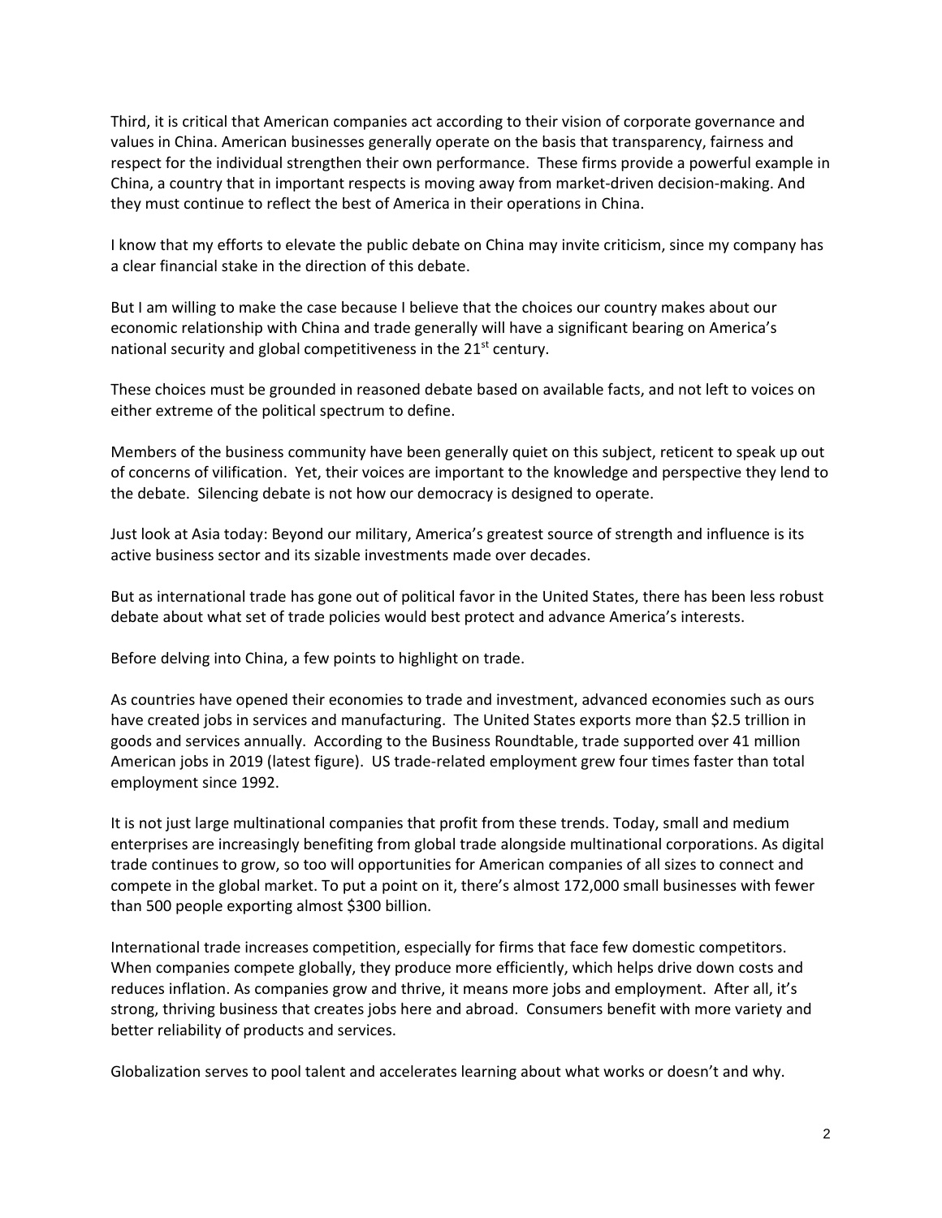Third, it is critical that American companies act according to their vision of corporate governance and values in China. American businesses generally operate on the basis that transparency, fairness and respect for the individual strengthen their own performance. These firms provide a powerful example in China, a country that in important respects is moving away from market-driven decision-making. And they must continue to reflect the best of America in their operations in China.

I know that my efforts to elevate the public debate on China may invite criticism, since my company has a clear financial stake in the direction of this debate.

But I am willing to make the case because I believe that the choices our country makes about our economic relationship with China and trade generally will have a significant bearing on America's national security and global competitiveness in the 21st century.

These choices must be grounded in reasoned debate based on available facts, and not left to voices on either extreme of the political spectrum to define.

Members of the business community have been generally quiet on this subject, reticent to speak up out of concerns of vilification. Yet, their voices are important to the knowledge and perspective they lend to the debate. Silencing debate is not how our democracy is designed to operate.

Just look at Asia today: Beyond our military, America's greatest source of strength and influence is its active business sector and its sizable investments made over decades.

But as international trade has gone out of political favor in the United States, there has been less robust debate about what set of trade policies would best protect and advance America's interests.

Before delving into China, a few points to highlight on trade.

As countries have opened their economies to trade and investment, advanced economies such as ours have created jobs in services and manufacturing. The United States exports more than $2.5 trillion in goods and services annually. According to the Business Roundtable, trade supported over 41 million American jobs in 2019 (latest figure). US trade-related employment grew four times faster than total employment since 1992.

It is not just large multinational companies that profit from these trends. Today, small and medium enterprises are increasingly benefiting from global trade alongside multinational corporations. As digital trade continues to grow, so too will opportunities for American companies of all sizes to connect and compete in the global market. To put a point on it, there's almost 172,000 small businesses with fewer than 500 people exporting almost $300 billion.

International trade increases competition, especially for firms that face few domestic competitors. When companies compete globally, they produce more efficiently, which helps drive down costs and reduces inflation. As companies grow and thrive, it means more jobs and employment. After all, it's strong, thriving business that creates jobs here and abroad. Consumers benefit with more variety and better reliability of products and services.

Globalization serves to pool talent and accelerates learning about what works or doesn't and why.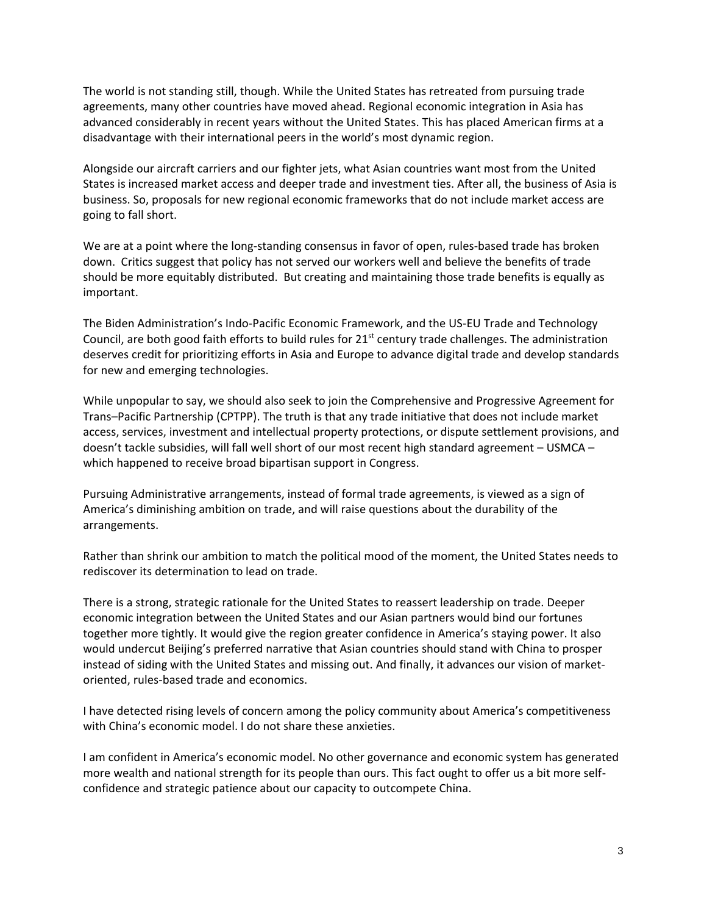The world is not standing still, though. While the United States has retreated from pursuing trade agreements, many other countries have moved ahead. Regional economic integration in Asia has advanced considerably in recent years without the United States. This has placed American firms at a disadvantage with their international peers in the world's most dynamic region.

Alongside our aircraft carriers and our fighter jets, what Asian countries want most from the United States is increased market access and deeper trade and investment ties. After all, the business of Asia is business. So, proposals for new regional economic frameworks that do not include market access are going to fall short.

We are at a point where the long-standing consensus in favor of open, rules-based trade has broken down. Critics suggest that policy has not served our workers well and believe the benefits of trade should be more equitably distributed. But creating and maintaining those trade benefits is equally as important.

The Biden Administration's Indo-Pacific Economic Framework, and the US-EU Trade and Technology Council, are both good faith efforts to build rules for 21st century trade challenges. The administration deserves credit for prioritizing efforts in Asia and Europe to advance digital trade and develop standards for new and emerging technologies.

While unpopular to say, we should also seek to join the Comprehensive and Progressive Agreement for Trans–Pacific Partnership (CPTPP). The truth is that any trade initiative that does not include market access, services, investment and intellectual property protections, or dispute settlement provisions, and doesn't tackle subsidies, will fall well short of our most recent high standard agreement – USMCA – which happened to receive broad bipartisan support in Congress.

Pursuing Administrative arrangements, instead of formal trade agreements, is viewed as a sign of America's diminishing ambition on trade, and will raise questions about the durability of the arrangements.

Rather than shrink our ambition to match the political mood of the moment, the United States needs to rediscover its determination to lead on trade.

There is a strong, strategic rationale for the United States to reassert leadership on trade. Deeper economic integration between the United States and our Asian partners would bind our fortunes together more tightly. It would give the region greater confidence in America's staying power. It also would undercut Beijing's preferred narrative that Asian countries should stand with China to prosper instead of siding with the United States and missing out. And finally, it advances our vision of market-oriented, rules-based trade and economics.

I have detected rising levels of concern among the policy community about America's competitiveness with China's economic model. I do not share these anxieties.

I am confident in America's economic model. No other governance and economic system has generated more wealth and national strength for its people than ours. This fact ought to offer us a bit more self-confidence and strategic patience about our capacity to outcompete China.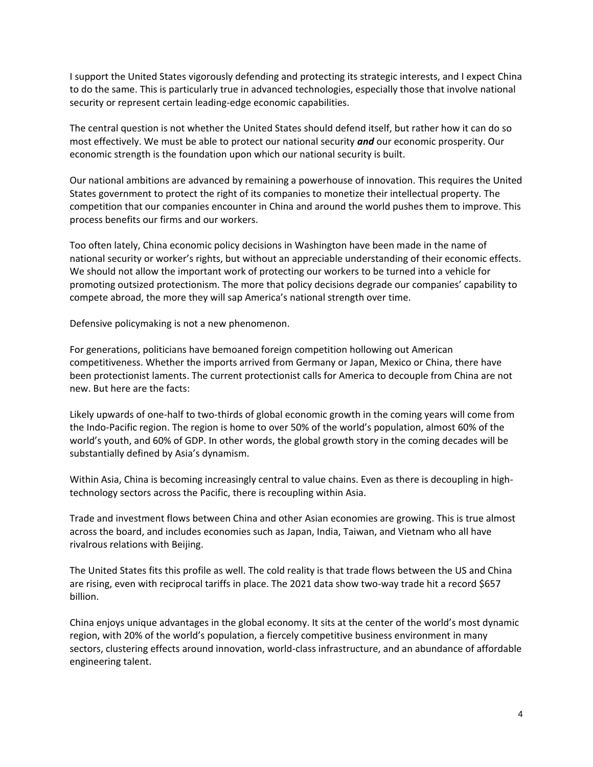I support the United States vigorously defending and protecting its strategic interests, and I expect China to do the same. This is particularly true in advanced technologies, especially those that involve national security or represent certain leading-edge economic capabilities.

The central question is not whether the United States should defend itself, but rather how it can do so most effectively. We must be able to protect our national security ***and*** our economic prosperity. Our economic strength is the foundation upon which our national security is built.

Our national ambitions are advanced by remaining a powerhouse of innovation. This requires the United States government to protect the right of its companies to monetize their intellectual property. The competition that our companies encounter in China and around the world pushes them to improve. This process benefits our firms and our workers.

Too often lately, China economic policy decisions in Washington have been made in the name of national security or worker's rights, but without an appreciable understanding of their economic effects. We should not allow the important work of protecting our workers to be turned into a vehicle for promoting outsized protectionism. The more that policy decisions degrade our companies' capability to compete abroad, the more they will sap America's national strength over time.

Defensive policymaking is not a new phenomenon.

For generations, politicians have bemoaned foreign competition hollowing out American competitiveness. Whether the imports arrived from Germany or Japan, Mexico or China, there have been protectionist laments. The current protectionist calls for America to decouple from China are not new. But here are the facts:

Likely upwards of one-half to two-thirds of global economic growth in the coming years will come from the Indo-Pacific region. The region is home to over 50% of the world's population, almost 60% of the world's youth, and 60% of GDP. In other words, the global growth story in the coming decades will be substantially defined by Asia's dynamism.

Within Asia, China is becoming increasingly central to value chains. Even as there is decoupling in high-technology sectors across the Pacific, there is recoupling within Asia.

Trade and investment flows between China and other Asian economies are growing. This is true almost across the board, and includes economies such as Japan, India, Taiwan, and Vietnam who all have rivalrous relations with Beijing.

The United States fits this profile as well. The cold reality is that trade flows between the US and China are rising, even with reciprocal tariffs in place. The 2021 data show two-way trade hit a record $657 billion.

China enjoys unique advantages in the global economy. It sits at the center of the world's most dynamic region, with 20% of the world's population, a fiercely competitive business environment in many sectors, clustering effects around innovation, world-class infrastructure, and an abundance of affordable engineering talent.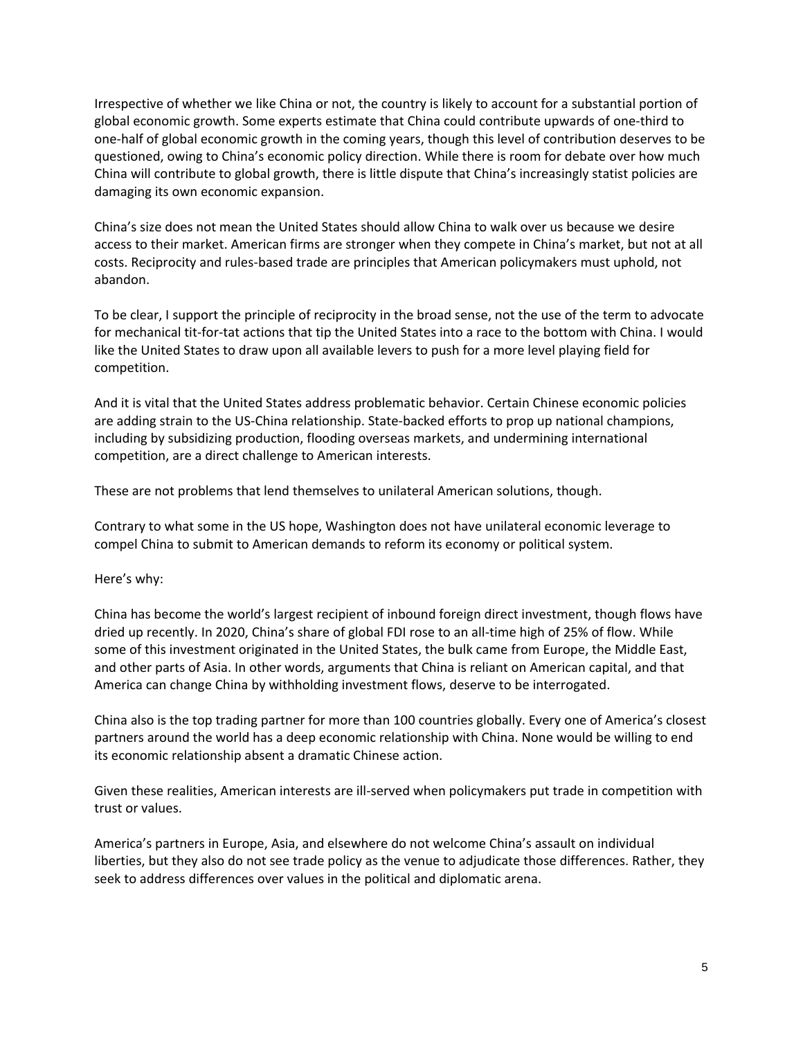Irrespective of whether we like China or not, the country is likely to account for a substantial portion of global economic growth. Some experts estimate that China could contribute upwards of one-third to one-half of global economic growth in the coming years, though this level of contribution deserves to be questioned, owing to China's economic policy direction. While there is room for debate over how much China will contribute to global growth, there is little dispute that China's increasingly statist policies are damaging its own economic expansion.

China's size does not mean the United States should allow China to walk over us because we desire access to their market. American firms are stronger when they compete in China's market, but not at all costs. Reciprocity and rules-based trade are principles that American policymakers must uphold, not abandon.

To be clear, I support the principle of reciprocity in the broad sense, not the use of the term to advocate for mechanical tit-for-tat actions that tip the United States into a race to the bottom with China. I would like the United States to draw upon all available levers to push for a more level playing field for competition.

And it is vital that the United States address problematic behavior. Certain Chinese economic policies are adding strain to the US-China relationship. State-backed efforts to prop up national champions, including by subsidizing production, flooding overseas markets, and undermining international competition, are a direct challenge to American interests.

These are not problems that lend themselves to unilateral American solutions, though.

Contrary to what some in the US hope, Washington does not have unilateral economic leverage to compel China to submit to American demands to reform its economy or political system.

Here's why:

China has become the world's largest recipient of inbound foreign direct investment, though flows have dried up recently. In 2020, China's share of global FDI rose to an all-time high of 25% of flow. While some of this investment originated in the United States, the bulk came from Europe, the Middle East, and other parts of Asia. In other words, arguments that China is reliant on American capital, and that America can change China by withholding investment flows, deserve to be interrogated.

China also is the top trading partner for more than 100 countries globally. Every one of America's closest partners around the world has a deep economic relationship with China. None would be willing to end its economic relationship absent a dramatic Chinese action.

Given these realities, American interests are ill-served when policymakers put trade in competition with trust or values.

America's partners in Europe, Asia, and elsewhere do not welcome China's assault on individual liberties, but they also do not see trade policy as the venue to adjudicate those differences. Rather, they seek to address differences over values in the political and diplomatic arena.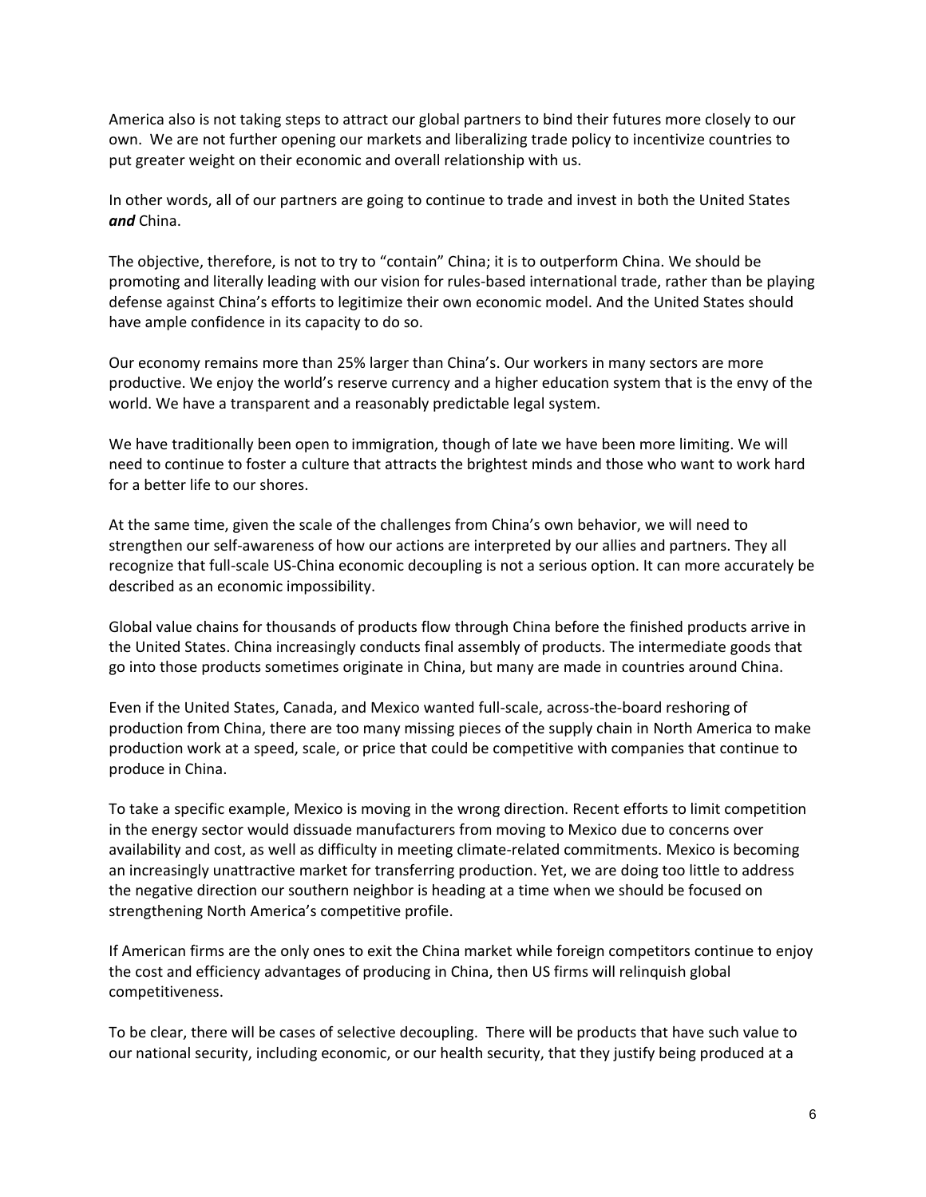America also is not taking steps to attract our global partners to bind their futures more closely to our own. We are not further opening our markets and liberalizing trade policy to incentivize countries to put greater weight on their economic and overall relationship with us.

In other words, all of our partners are going to continue to trade and invest in both the United States ***and*** China.

The objective, therefore, is not to try to "contain" China; it is to outperform China. We should be promoting and literally leading with our vision for rules-based international trade, rather than be playing defense against China's efforts to legitimize their own economic model. And the United States should have ample confidence in its capacity to do so.

Our economy remains more than 25% larger than China's. Our workers in many sectors are more productive. We enjoy the world's reserve currency and a higher education system that is the envy of the world. We have a transparent and a reasonably predictable legal system.

We have traditionally been open to immigration, though of late we have been more limiting. We will need to continue to foster a culture that attracts the brightest minds and those who want to work hard for a better life to our shores.

At the same time, given the scale of the challenges from China's own behavior, we will need to strengthen our self-awareness of how our actions are interpreted by our allies and partners. They all recognize that full-scale US-China economic decoupling is not a serious option. It can more accurately be described as an economic impossibility.

Global value chains for thousands of products flow through China before the finished products arrive in the United States. China increasingly conducts final assembly of products. The intermediate goods that go into those products sometimes originate in China, but many are made in countries around China.

Even if the United States, Canada, and Mexico wanted full-scale, across-the-board reshoring of production from China, there are too many missing pieces of the supply chain in North America to make production work at a speed, scale, or price that could be competitive with companies that continue to produce in China.

To take a specific example, Mexico is moving in the wrong direction. Recent efforts to limit competition in the energy sector would dissuade manufacturers from moving to Mexico due to concerns over availability and cost, as well as difficulty in meeting climate-related commitments. Mexico is becoming an increasingly unattractive market for transferring production. Yet, we are doing too little to address the negative direction our southern neighbor is heading at a time when we should be focused on strengthening North America's competitive profile.

If American firms are the only ones to exit the China market while foreign competitors continue to enjoy the cost and efficiency advantages of producing in China, then US firms will relinquish global competitiveness.

To be clear, there will be cases of selective decoupling. There will be products that have such value to our national security, including economic, or our health security, that they justify being produced at a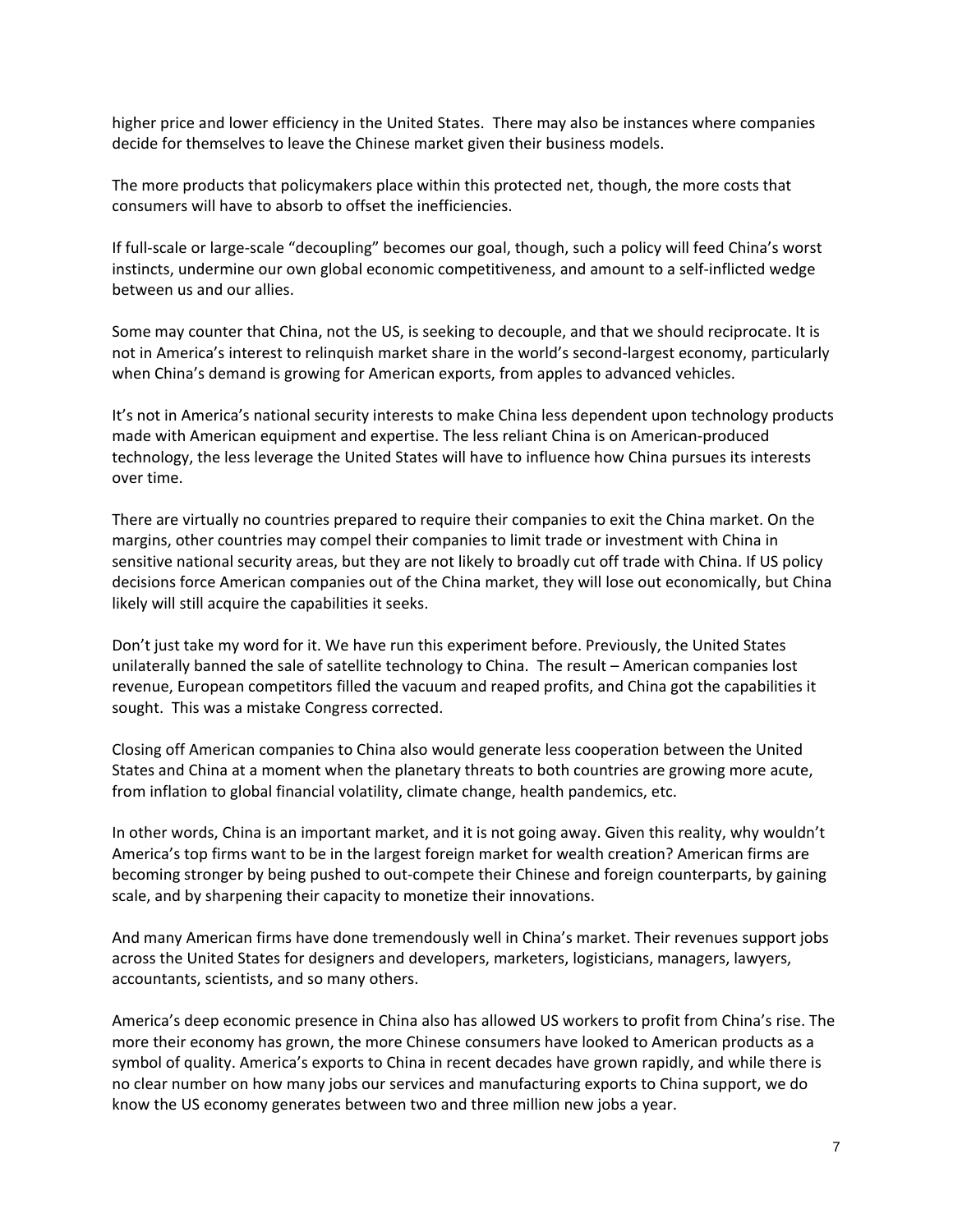higher price and lower efficiency in the United States. There may also be instances where companies decide for themselves to leave the Chinese market given their business models.

The more products that policymakers place within this protected net, though, the more costs that consumers will have to absorb to offset the inefficiencies.

If full-scale or large-scale "decoupling" becomes our goal, though, such a policy will feed China's worst instincts, undermine our own global economic competitiveness, and amount to a self-inflicted wedge between us and our allies.

Some may counter that China, not the US, is seeking to decouple, and that we should reciprocate. It is not in America's interest to relinquish market share in the world's second-largest economy, particularly when China's demand is growing for American exports, from apples to advanced vehicles.

It's not in America's national security interests to make China less dependent upon technology products made with American equipment and expertise. The less reliant China is on American-produced technology, the less leverage the United States will have to influence how China pursues its interests over time.

There are virtually no countries prepared to require their companies to exit the China market. On the margins, other countries may compel their companies to limit trade or investment with China in sensitive national security areas, but they are not likely to broadly cut off trade with China. If US policy decisions force American companies out of the China market, they will lose out economically, but China likely will still acquire the capabilities it seeks.

Don't just take my word for it. We have run this experiment before. Previously, the United States unilaterally banned the sale of satellite technology to China. The result – American companies lost revenue, European competitors filled the vacuum and reaped profits, and China got the capabilities it sought. This was a mistake Congress corrected.

Closing off American companies to China also would generate less cooperation between the United States and China at a moment when the planetary threats to both countries are growing more acute, from inflation to global financial volatility, climate change, health pandemics, etc.

In other words, China is an important market, and it is not going away. Given this reality, why wouldn't America's top firms want to be in the largest foreign market for wealth creation? American firms are becoming stronger by being pushed to out-compete their Chinese and foreign counterparts, by gaining scale, and by sharpening their capacity to monetize their innovations.

And many American firms have done tremendously well in China's market. Their revenues support jobs across the United States for designers and developers, marketers, logisticians, managers, lawyers, accountants, scientists, and so many others.

America's deep economic presence in China also has allowed US workers to profit from China's rise. The more their economy has grown, the more Chinese consumers have looked to American products as a symbol of quality. America's exports to China in recent decades have grown rapidly, and while there is no clear number on how many jobs our services and manufacturing exports to China support, we do know the US economy generates between two and three million new jobs a year.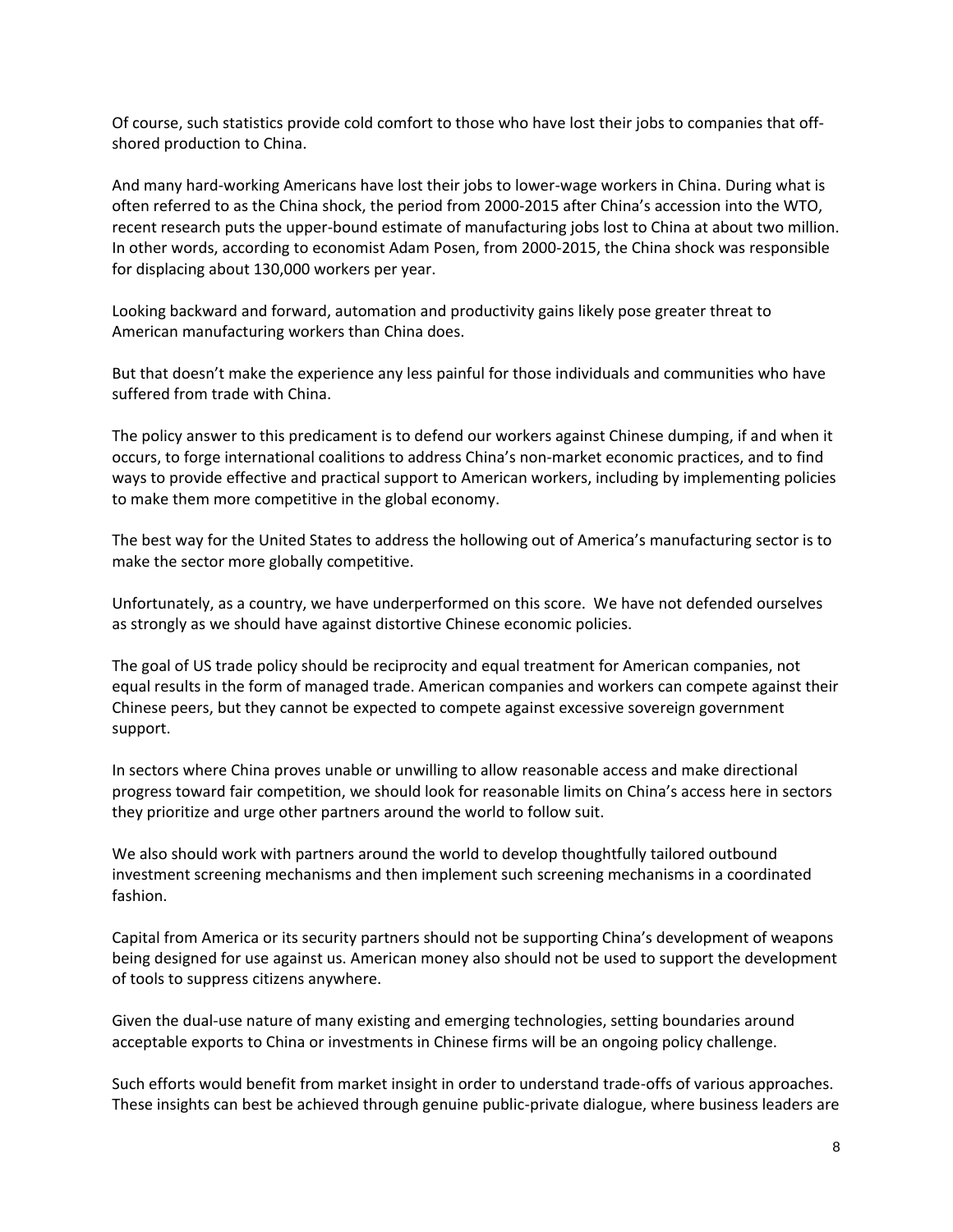Of course, such statistics provide cold comfort to those who have lost their jobs to companies that off-shored production to China.

And many hard-working Americans have lost their jobs to lower-wage workers in China. During what is often referred to as the China shock, the period from 2000-2015 after China's accession into the WTO, recent research puts the upper-bound estimate of manufacturing jobs lost to China at about two million. In other words, according to economist Adam Posen, from 2000-2015, the China shock was responsible for displacing about 130,000 workers per year.

Looking backward and forward, automation and productivity gains likely pose greater threat to American manufacturing workers than China does.

But that doesn't make the experience any less painful for those individuals and communities who have suffered from trade with China.

The policy answer to this predicament is to defend our workers against Chinese dumping, if and when it occurs, to forge international coalitions to address China's non-market economic practices, and to find ways to provide effective and practical support to American workers, including by implementing policies to make them more competitive in the global economy.

The best way for the United States to address the hollowing out of America's manufacturing sector is to make the sector more globally competitive.

Unfortunately, as a country, we have underperformed on this score. We have not defended ourselves as strongly as we should have against distortive Chinese economic policies.

The goal of US trade policy should be reciprocity and equal treatment for American companies, not equal results in the form of managed trade. American companies and workers can compete against their Chinese peers, but they cannot be expected to compete against excessive sovereign government support.

In sectors where China proves unable or unwilling to allow reasonable access and make directional progress toward fair competition, we should look for reasonable limits on China's access here in sectors they prioritize and urge other partners around the world to follow suit.

We also should work with partners around the world to develop thoughtfully tailored outbound investment screening mechanisms and then implement such screening mechanisms in a coordinated fashion.

Capital from America or its security partners should not be supporting China's development of weapons being designed for use against us. American money also should not be used to support the development of tools to suppress citizens anywhere.

Given the dual-use nature of many existing and emerging technologies, setting boundaries around acceptable exports to China or investments in Chinese firms will be an ongoing policy challenge.

Such efforts would benefit from market insight in order to understand trade-offs of various approaches. These insights can best be achieved through genuine public-private dialogue, where business leaders are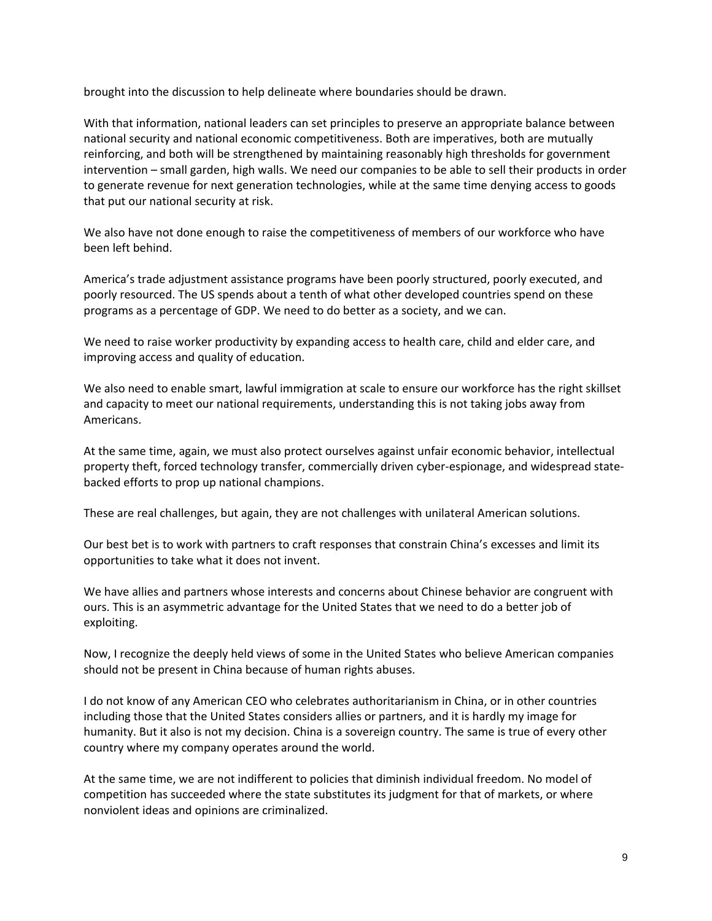brought into the discussion to help delineate where boundaries should be drawn.

With that information, national leaders can set principles to preserve an appropriate balance between national security and national economic competitiveness. Both are imperatives, both are mutually reinforcing, and both will be strengthened by maintaining reasonably high thresholds for government intervention – small garden, high walls. We need our companies to be able to sell their products in order to generate revenue for next generation technologies, while at the same time denying access to goods that put our national security at risk.

We also have not done enough to raise the competitiveness of members of our workforce who have been left behind.

America's trade adjustment assistance programs have been poorly structured, poorly executed, and poorly resourced. The US spends about a tenth of what other developed countries spend on these programs as a percentage of GDP. We need to do better as a society, and we can.

We need to raise worker productivity by expanding access to health care, child and elder care, and improving access and quality of education.

We also need to enable smart, lawful immigration at scale to ensure our workforce has the right skillset and capacity to meet our national requirements, understanding this is not taking jobs away from Americans.

At the same time, again, we must also protect ourselves against unfair economic behavior, intellectual property theft, forced technology transfer, commercially driven cyber-espionage, and widespread state-backed efforts to prop up national champions.

These are real challenges, but again, they are not challenges with unilateral American solutions.

Our best bet is to work with partners to craft responses that constrain China's excesses and limit its opportunities to take what it does not invent.

We have allies and partners whose interests and concerns about Chinese behavior are congruent with ours. This is an asymmetric advantage for the United States that we need to do a better job of exploiting.

Now, I recognize the deeply held views of some in the United States who believe American companies should not be present in China because of human rights abuses.

I do not know of any American CEO who celebrates authoritarianism in China, or in other countries including those that the United States considers allies or partners, and it is hardly my image for humanity. But it also is not my decision. China is a sovereign country. The same is true of every other country where my company operates around the world.

At the same time, we are not indifferent to policies that diminish individual freedom. No model of competition has succeeded where the state substitutes its judgment for that of markets, or where nonviolent ideas and opinions are criminalized.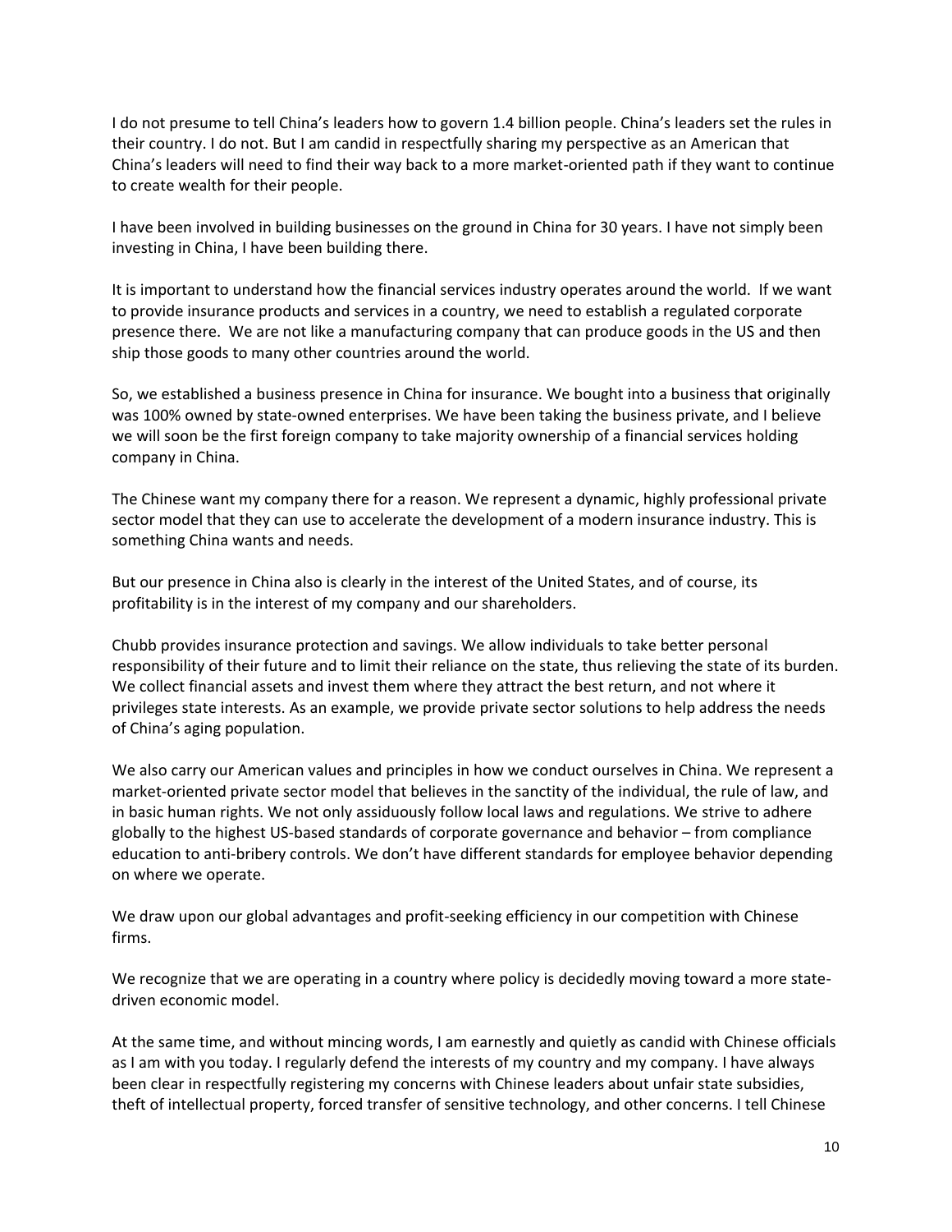I do not presume to tell China's leaders how to govern 1.4 billion people. China's leaders set the rules in their country. I do not. But I am candid in respectfully sharing my perspective as an American that China's leaders will need to find their way back to a more market-oriented path if they want to continue to create wealth for their people.

I have been involved in building businesses on the ground in China for 30 years. I have not simply been investing in China, I have been building there.

It is important to understand how the financial services industry operates around the world. If we want to provide insurance products and services in a country, we need to establish a regulated corporate presence there. We are not like a manufacturing company that can produce goods in the US and then ship those goods to many other countries around the world.

So, we established a business presence in China for insurance. We bought into a business that originally was 100% owned by state-owned enterprises. We have been taking the business private, and I believe we will soon be the first foreign company to take majority ownership of a financial services holding company in China.

The Chinese want my company there for a reason. We represent a dynamic, highly professional private sector model that they can use to accelerate the development of a modern insurance industry. This is something China wants and needs.

But our presence in China also is clearly in the interest of the United States, and of course, its profitability is in the interest of my company and our shareholders.

Chubb provides insurance protection and savings. We allow individuals to take better personal responsibility of their future and to limit their reliance on the state, thus relieving the state of its burden. We collect financial assets and invest them where they attract the best return, and not where it privileges state interests. As an example, we provide private sector solutions to help address the needs of China's aging population.

We also carry our American values and principles in how we conduct ourselves in China. We represent a market-oriented private sector model that believes in the sanctity of the individual, the rule of law, and in basic human rights. We not only assiduously follow local laws and regulations. We strive to adhere globally to the highest US-based standards of corporate governance and behavior – from compliance education to anti-bribery controls. We don't have different standards for employee behavior depending on where we operate.

We draw upon our global advantages and profit-seeking efficiency in our competition with Chinese firms.

We recognize that we are operating in a country where policy is decidedly moving toward a more state-driven economic model.

At the same time, and without mincing words, I am earnestly and quietly as candid with Chinese officials as I am with you today. I regularly defend the interests of my country and my company. I have always been clear in respectfully registering my concerns with Chinese leaders about unfair state subsidies, theft of intellectual property, forced transfer of sensitive technology, and other concerns. I tell Chinese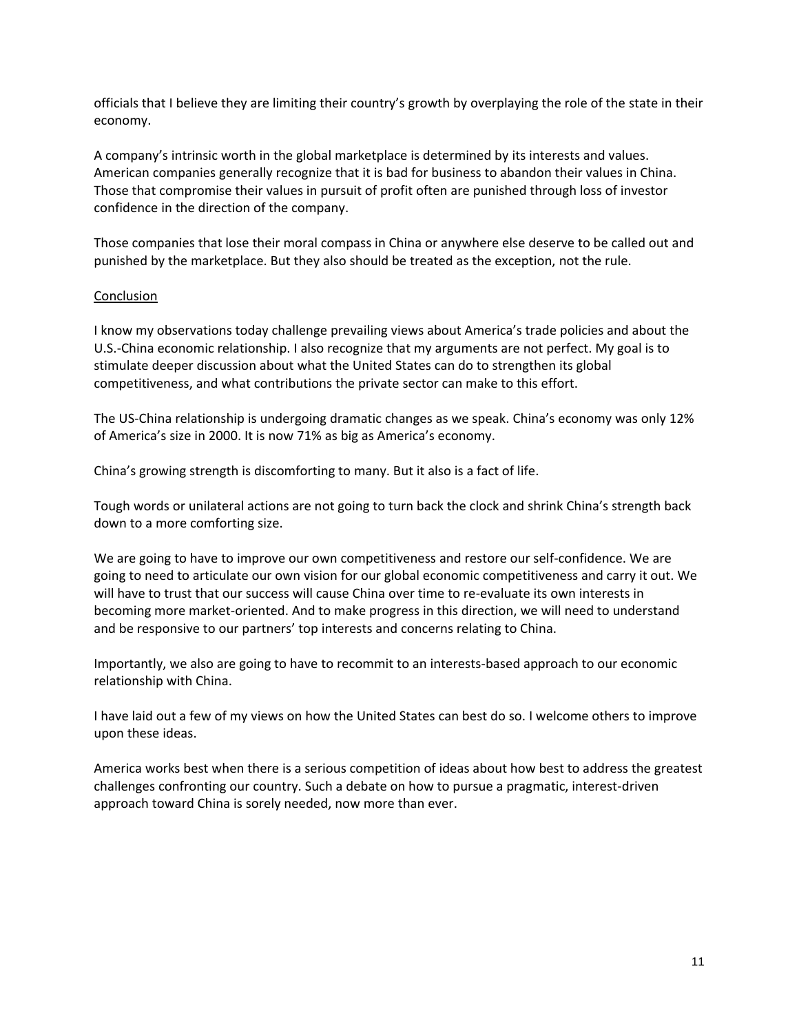officials that I believe they are limiting their country's growth by overplaying the role of the state in their economy.

A company's intrinsic worth in the global marketplace is determined by its interests and values. American companies generally recognize that it is bad for business to abandon their values in China. Those that compromise their values in pursuit of profit often are punished through loss of investor confidence in the direction of the company.

Those companies that lose their moral compass in China or anywhere else deserve to be called out and punished by the marketplace. But they also should be treated as the exception, not the rule.

## Conclusion

I know my observations today challenge prevailing views about America's trade policies and about the U.S.-China economic relationship. I also recognize that my arguments are not perfect. My goal is to stimulate deeper discussion about what the United States can do to strengthen its global competitiveness, and what contributions the private sector can make to this effort.

The US-China relationship is undergoing dramatic changes as we speak. China's economy was only 12% of America's size in 2000. It is now 71% as big as America's economy.

China's growing strength is discomforting to many. But it also is a fact of life.

Tough words or unilateral actions are not going to turn back the clock and shrink China's strength back down to a more comforting size.

We are going to have to improve our own competitiveness and restore our self-confidence. We are going to need to articulate our own vision for our global economic competitiveness and carry it out. We will have to trust that our success will cause China over time to re-evaluate its own interests in becoming more market-oriented. And to make progress in this direction, we will need to understand and be responsive to our partners' top interests and concerns relating to China.

Importantly, we also are going to have to recommit to an interests-based approach to our economic relationship with China.

I have laid out a few of my views on how the United States can best do so. I welcome others to improve upon these ideas.

America works best when there is a serious competition of ideas about how best to address the greatest challenges confronting our country. Such a debate on how to pursue a pragmatic, interest-driven approach toward China is sorely needed, now more than ever.